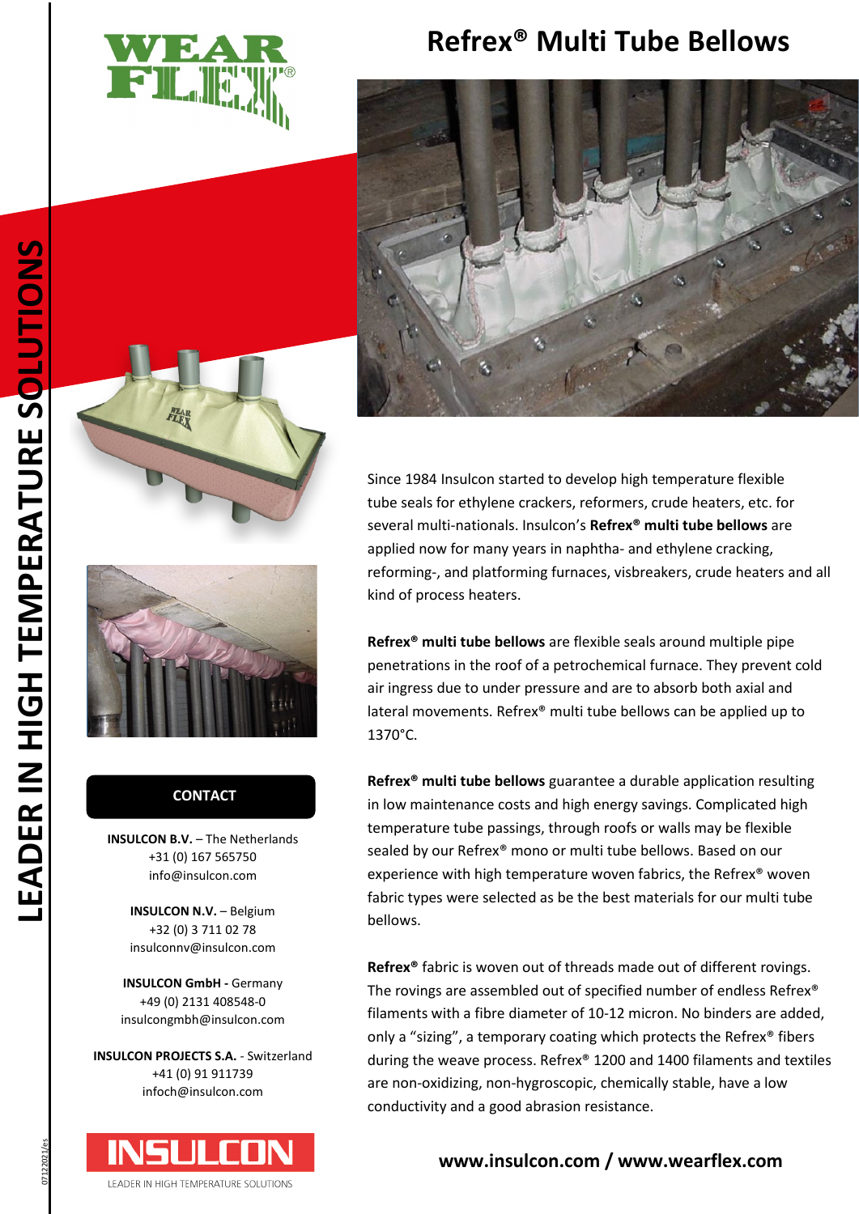# Refrex® Multi Tube Bellows

LEADER IN HIGH TEMPERATURE SOLUTIONS

Since 1984 Insulcon started to develop high temperature flexible tube seals for ethylene crackers, reformers, crude heaters, etc. for several multi-nationals. Insulcon's **Refrex® multi tube bellows** are applied now for many years in naphtha- and ethylene cracking, reforming-, and platforming furnaces, visbreakers, crude heaters and all kind of process heaters.

**Refrex® multi tube bellows** are flexible seals around multiple pipe penetrations in the roof of a petrochemical furnace. They prevent cold air ingress due to under pressure and are to absorb both axial and lateral movements. Refrex® multi tube bellows can be applied up to 1370°C.

**Refrex® multi tube bellows** guarantee a durable application resulting in low maintenance costs and high energy savings. Complicated high temperature tube passings, through roofs or walls may be flexible sealed by our Refrex® mono or multi tube bellows. Based on our experience with high temperature woven fabrics, the Refrex® woven fabric types were selected as be the best materials for our multi tube bellows.

**Refrex®** fabric is woven out of threads made out of different rovings. The rovings are assembled out of specified number of endless Refrex® filaments with a fibre diameter of 10-12 micron. No binders are added, only a "sizing", a temporary coating which protects the Refrex® fibers during the weave process. Refrex® 1200 and 1400 filaments and textiles are non-oxidizing, non-hygroscopic, chemically stable, have a low conductivity and a good abrasion resistance.

## CONTACT

**INSULCON B.V.** – The Netherlands
+31 (0) 167 565750
info@insulcon.com

**INSULCON N.V.** – Belgium
+32 (0) 3 711 02 78
insulconnv@insulcon.com

**INSULCON GmbH -** Germany
+49 (0) 2131 408548-0
insulcongmbh@insulcon.com

**INSULCON PROJECTS S.A.** - Switzerland
+41 (0) 91 911739
infoch@insulcon.com

INSULCON — LEADER IN HIGH TEMPERATURE SOLUTIONS

**www.insulcon.com / www.wearflex.com**

07122021/es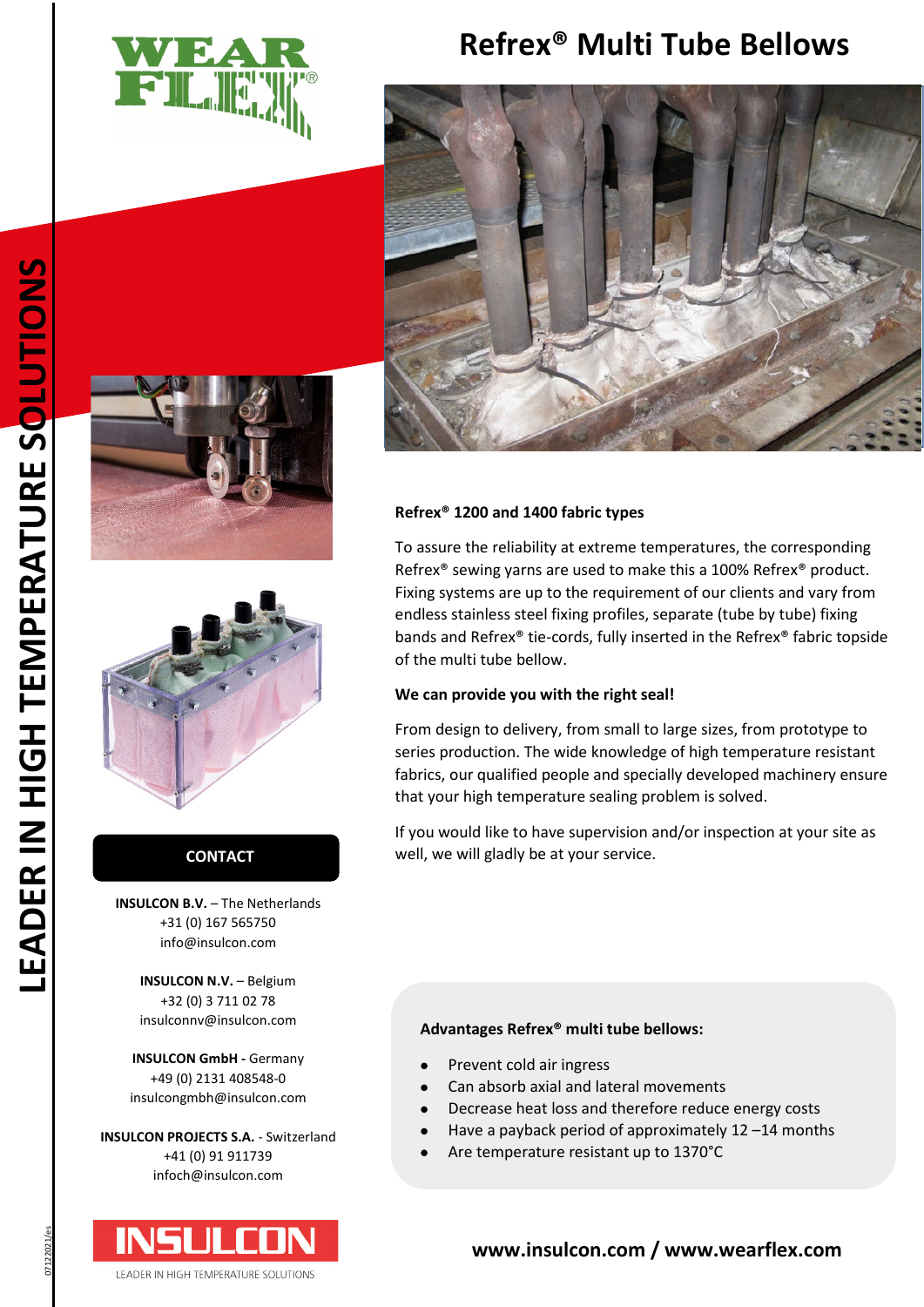# Refrex® Multi Tube Bellows

LEADER IN HIGH TEMPERATURE SOLUTIONS

### Refrex® 1200 and 1400 fabric types

To assure the reliability at extreme temperatures, the corresponding Refrex® sewing yarns are used to make this a 100% Refrex® product. Fixing systems are up to the requirement of our clients and vary from endless stainless steel fixing profiles, separate (tube by tube) fixing bands and Refrex® tie-cords, fully inserted in the Refrex® fabric topside of the multi tube bellow.

### We can provide you with the right seal!

From design to delivery, from small to large sizes, from prototype to series production. The wide knowledge of high temperature resistant fabrics, our qualified people and specially developed machinery ensure that your high temperature sealing problem is solved.

If you would like to have supervision and/or inspection at your site as well, we will gladly be at your service.

### Advantages Refrex® multi tube bellows:

- Prevent cold air ingress
- Can absorb axial and lateral movements
- Decrease heat loss and therefore reduce energy costs
- Have a payback period of approximately 12 –14 months
- Are temperature resistant up to 1370°C

### CONTACT

**INSULCON B.V.** – The Netherlands
+31 (0) 167 565750
info@insulcon.com

**INSULCON N.V.** – Belgium
+32 (0) 3 711 02 78
insulconnv@insulcon.com

**INSULCON GmbH** - Germany
+49 (0) 2131 408548-0
insulcongmbh@insulcon.com

**INSULCON PROJECTS S.A.** - Switzerland
+41 (0) 91 911739
infoch@insulcon.com

INSULCON
LEADER IN HIGH TEMPERATURE SOLUTIONS

**www.insulcon.com / www.wearflex.com**

07122021/es